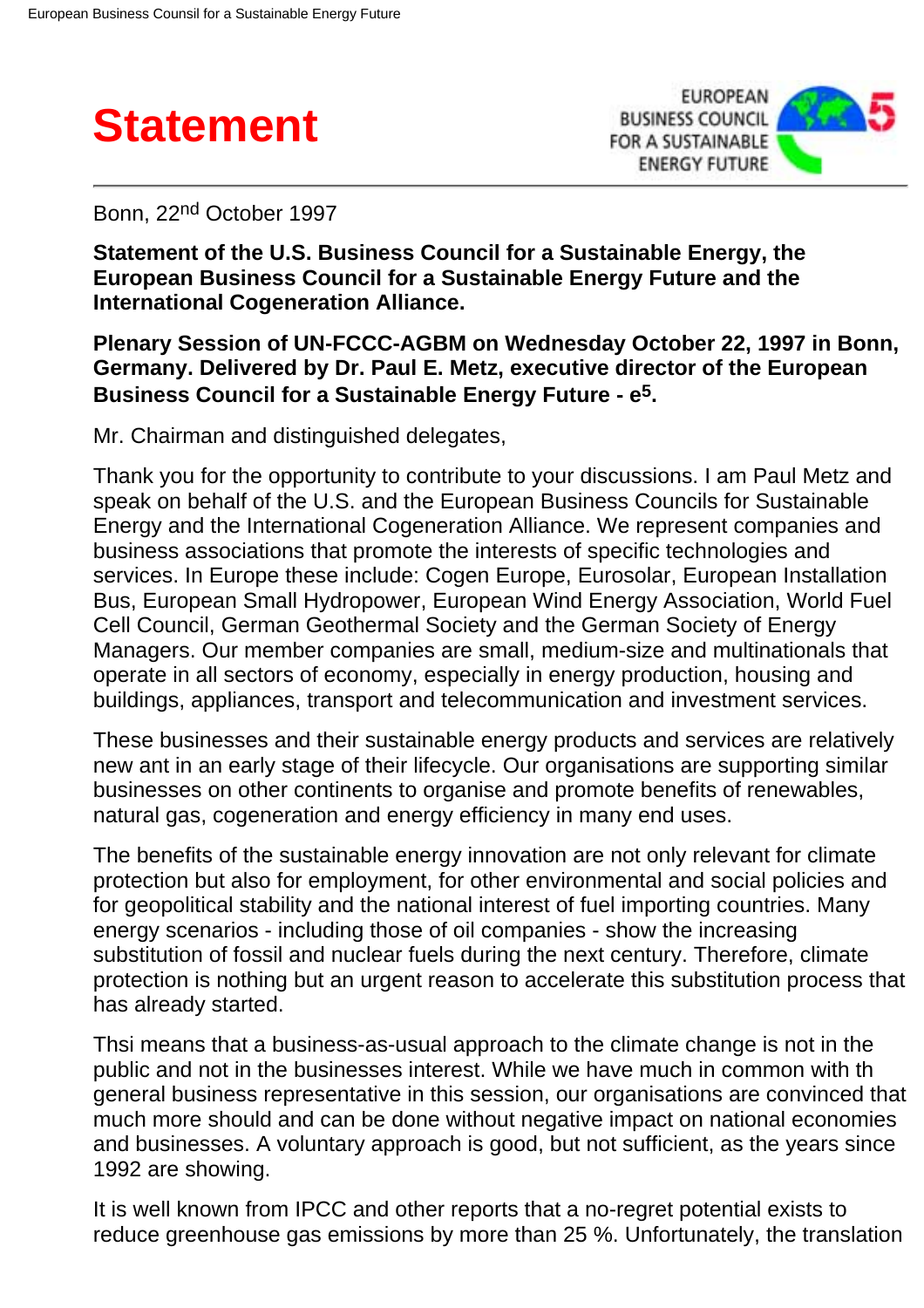# Statement

Bonn, 22nd October 1997

**Statement of the U.S. Business Council for a Sustainable Energy, the European Business Council for a Sustainable Energy Future and the International Cogeneration Alliance.**

**Plenary Session of UN-FCCC-AGBM on Wednesday October 22, 1997 in Bonn, Germany. Delivered by Dr. Paul E. Metz, executive director of the European Business Council for a Sustainable Energy Future - e5.**

Mr. Chairman and distinguished delegates,

Thank you for the opportunity to contribute to your discussions. I am Paul Metz and speak on behalf of the U.S. and the European Business Councils for Sustainable Energy and the International Cogeneration Alliance. We represent companies and business associations that promote the interests of specific technologies and services. In Europe these include: Cogen Europe, Eurosolar, European Installation Bus, European Small Hydropower, European Wind Energy Association, World Fuel Cell Council, German Geothermal Society and the German Society of Energy Managers. Our member companies are small, medium-size and multinationals that operate in all sectors of economy, especially in energy production, housing and buildings, appliances, transport and telecommunication and investment services.

These businesses and their sustainable energy products and services are relatively new ant in an early stage of their lifecycle. Our organisations are supporting similar businesses on other continents to organise and promote benefits of renewables, natural gas, cogeneration and energy efficiency in many end uses.

The benefits of the sustainable energy innovation are not only relevant for climate protection but also for employment, for other environmental and social policies and for geopolitical stability and the national interest of fuel importing countries. Many energy scenarios - including those of oil companies - show the increasing substitution of fossil and nuclear fuels during the next century. Therefore, climate protection is nothing but an urgent reason to accelerate this substitution process that has already started.

Thsi means that a business-as-usual approach to the climate change is not in the public and not in the businesses interest. While we have much in common with th general business representative in this session, our organisations are convinced that much more should and can be done without negative impact on national economies and businesses. A voluntary approach is good, but not sufficient, as the years since 1992 are showing.

It is well known from IPCC and other reports that a no-regret potential exists to reduce greenhouse gas emissions by more than 25 %. Unfortunately, the translation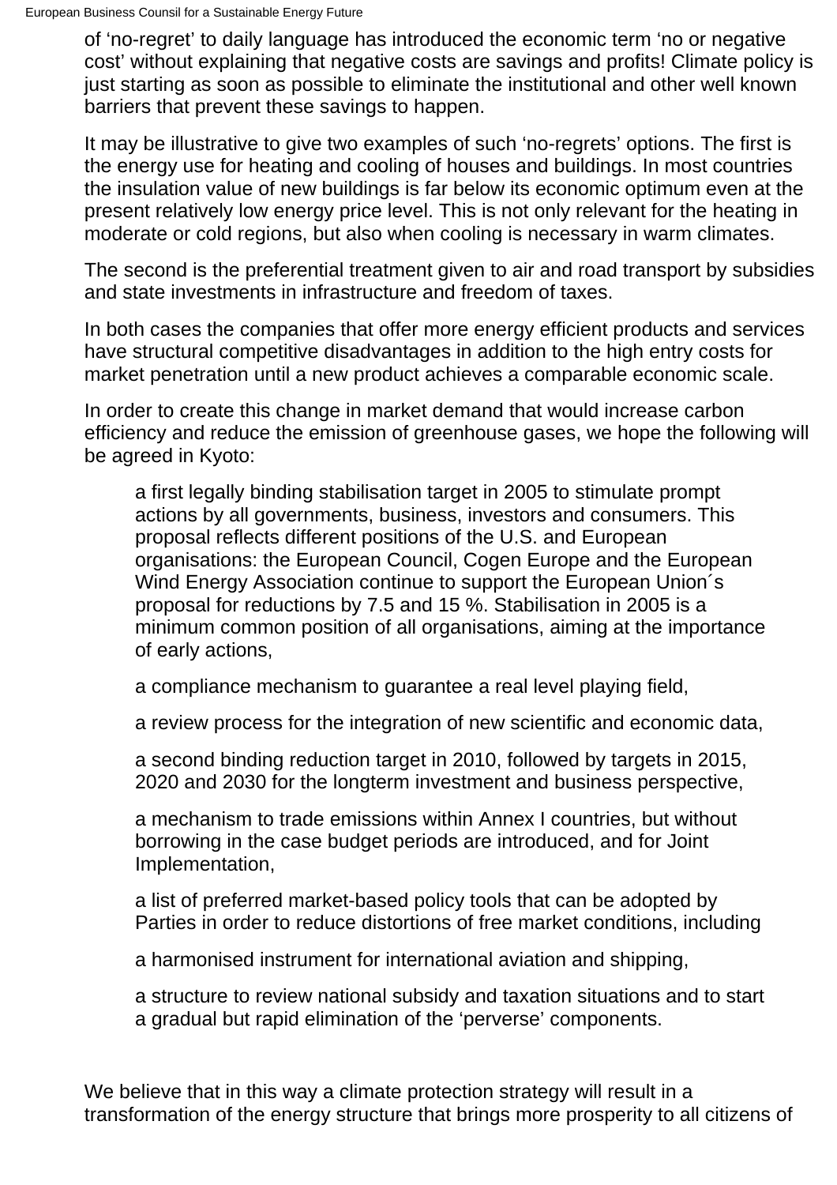of 'no-regret' to daily language has introduced the economic term 'no or negative cost' without explaining that negative costs are savings and profits! Climate policy is just starting as soon as possible to eliminate the institutional and other well known barriers that prevent these savings to happen.

It may be illustrative to give two examples of such 'no-regrets' options. The first is the energy use for heating and cooling of houses and buildings. In most countries the insulation value of new buildings is far below its economic optimum even at the present relatively low energy price level. This is not only relevant for the heating in moderate or cold regions, but also when cooling is necessary in warm climates.

The second is the preferential treatment given to air and road transport by subsidies and state investments in infrastructure and freedom of taxes.

In both cases the companies that offer more energy efficient products and services have structural competitive disadvantages in addition to the high entry costs for market penetration until a new product achieves a comparable economic scale.

In order to create this change in market demand that would increase carbon efficiency and reduce the emission of greenhouse gases, we hope the following will be agreed in Kyoto:

- a first legally binding stabilisation target in 2005 to stimulate prompt actions by all governments, business, investors and consumers. This proposal reflects different positions of the U.S. and European organisations: the European Council, Cogen Europe and the European Wind Energy Association continue to support the European Union´s proposal for reductions by 7.5 and 15 %. Stabilisation in 2005 is a minimum common position of all organisations, aiming at the importance of early actions,
- a compliance mechanism to guarantee a real level playing field,
- a review process for the integration of new scientific and economic data,
- a second binding reduction target in 2010, followed by targets in 2015, 2020 and 2030 for the longterm investment and business perspective,
- a mechanism to trade emissions within Annex I countries, but without borrowing in the case budget periods are introduced, and for Joint Implementation,
- a list of preferred market-based policy tools that can be adopted by Parties in order to reduce distortions of free market conditions, including
- a harmonised instrument for international aviation and shipping,
- a structure to review national subsidy and taxation situations and to start a gradual but rapid elimination of the 'perverse' components.

We believe that in this way a climate protection strategy will result in a transformation of the energy structure that brings more prosperity to all citizens of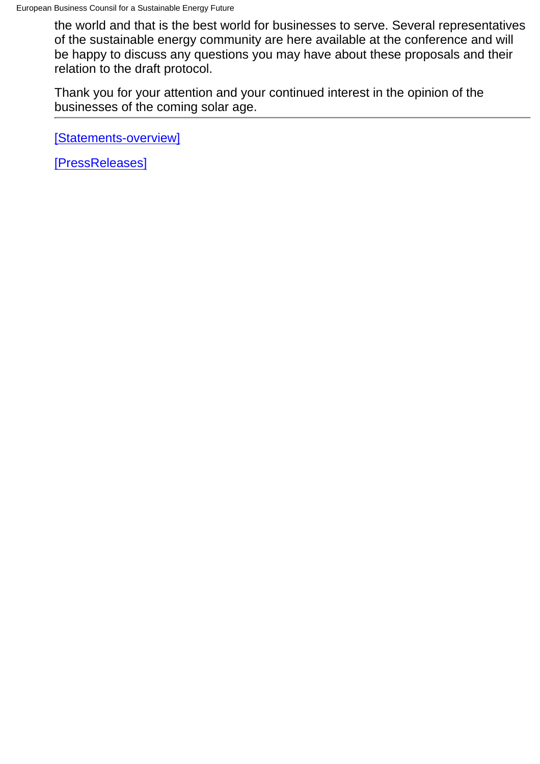the world and that is the best world for businesses to serve. Several representatives of the sustainable energy community are here available at the conference and will be happy to discuss any questions you may have about these proposals and their relation to the draft protocol.

Thank you for your attention and your continued interest in the opinion of the businesses of the coming solar age.

---

[Statements-overview]

[PressReleases]